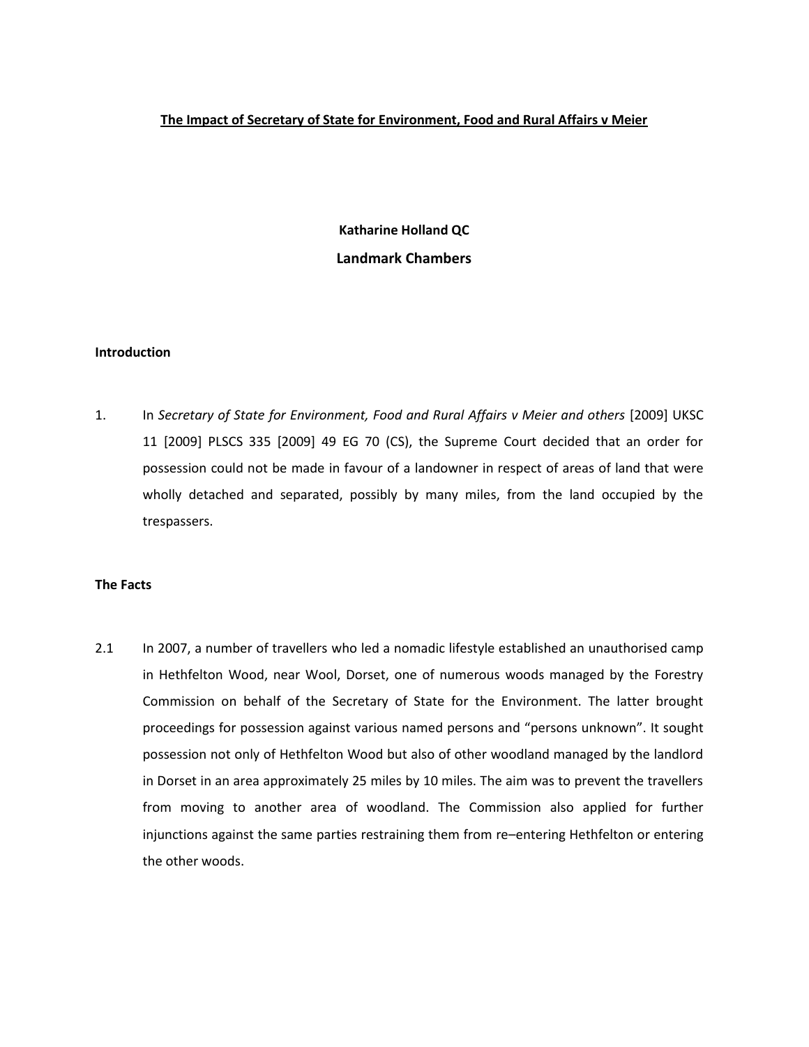# The Impact of Secretary of State for Environment, Food and Rural Affairs v Meier

**Katharine Holland QC**

**Landmark Chambers**

## Introduction

1. In *Secretary of State for Environment, Food and Rural Affairs v Meier and others* [2009] UKSC 11 [2009] PLSCS 335 [2009] 49 EG 70 (CS), the Supreme Court decided that an order for possession could not be made in favour of a landowner in respect of areas of land that were wholly detached and separated, possibly by many miles, from the land occupied by the trespassers.

## The Facts

2.1 In 2007, a number of travellers who led a nomadic lifestyle established an unauthorised camp in Hethfelton Wood, near Wool, Dorset, one of numerous woods managed by the Forestry Commission on behalf of the Secretary of State for the Environment. The latter brought proceedings for possession against various named persons and "persons unknown". It sought possession not only of Hethfelton Wood but also of other woodland managed by the landlord in Dorset in an area approximately 25 miles by 10 miles. The aim was to prevent the travellers from moving to another area of woodland. The Commission also applied for further injunctions against the same parties restraining them from re–entering Hethfelton or entering the other woods.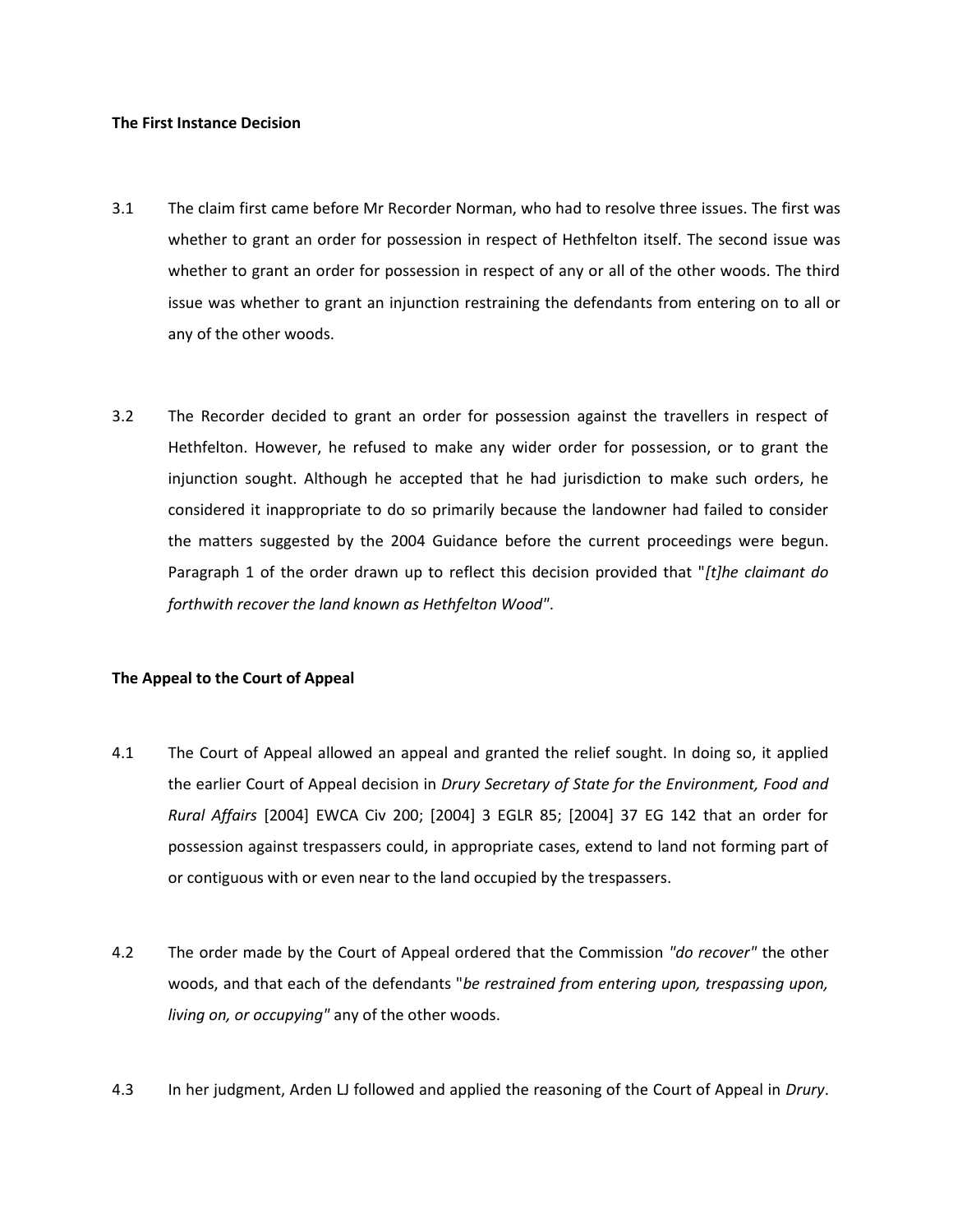**The First Instance Decision**

3.1 The claim first came before Mr Recorder Norman, who had to resolve three issues. The first was whether to grant an order for possession in respect of Hethfelton itself. The second issue was whether to grant an order for possession in respect of any or all of the other woods. The third issue was whether to grant an injunction restraining the defendants from entering on to all or any of the other woods.

3.2 The Recorder decided to grant an order for possession against the travellers in respect of Hethfelton. However, he refused to make any wider order for possession, or to grant the injunction sought. Although he accepted that he had jurisdiction to make such orders, he considered it inappropriate to do so primarily because the landowner had failed to consider the matters suggested by the 2004 Guidance before the current proceedings were begun. Paragraph 1 of the order drawn up to reflect this decision provided that "*[t]he claimant do forthwith recover the land known as Hethfelton Wood*".

**The Appeal to the Court of Appeal**

4.1 The Court of Appeal allowed an appeal and granted the relief sought. In doing so, it applied the earlier Court of Appeal decision in *Drury Secretary of State for the Environment, Food and Rural Affairs* [2004] EWCA Civ 200; [2004] 3 EGLR 85; [2004] 37 EG 142 that an order for possession against trespassers could, in appropriate cases, extend to land not forming part of or contiguous with or even near to the land occupied by the trespassers.

4.2 The order made by the Court of Appeal ordered that the Commission *"do recover"* the other woods, and that each of the defendants "*be restrained from entering upon, trespassing upon, living on, or occupying"* any of the other woods.

4.3 In her judgment, Arden LJ followed and applied the reasoning of the Court of Appeal in *Drury*.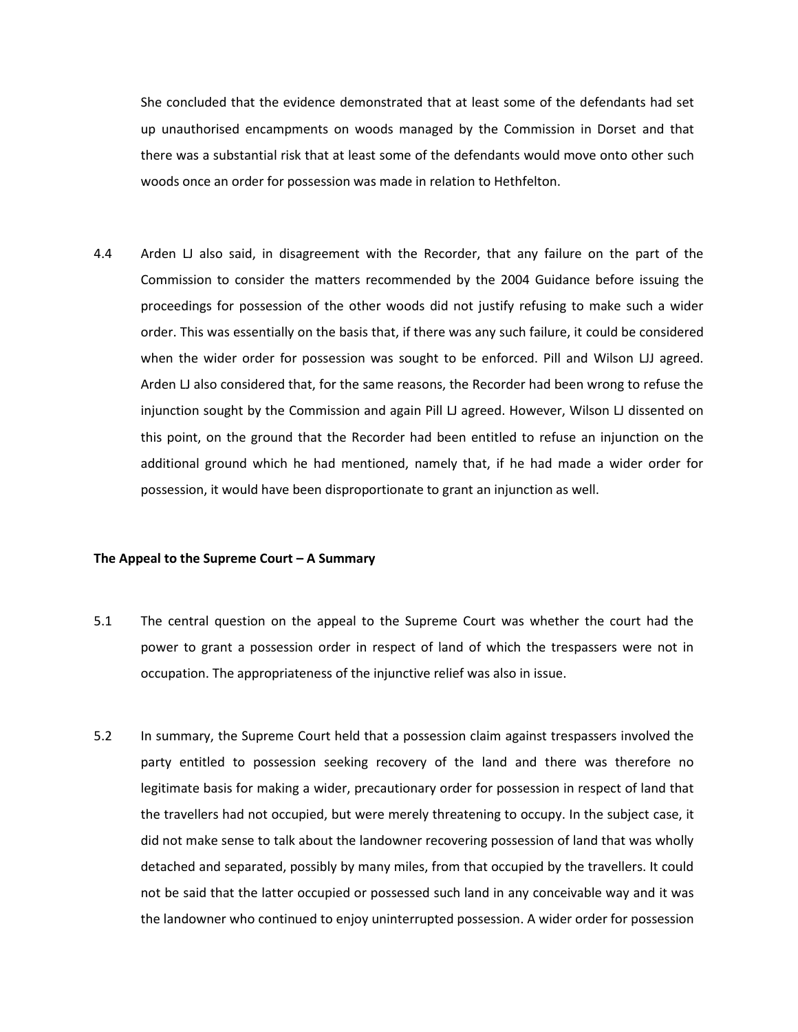She concluded that the evidence demonstrated that at least some of the defendants had set up unauthorised encampments on woods managed by the Commission in Dorset and that there was a substantial risk that at least some of the defendants would move onto other such woods once an order for possession was made in relation to Hethfelton.

4.4 Arden LJ also said, in disagreement with the Recorder, that any failure on the part of the Commission to consider the matters recommended by the 2004 Guidance before issuing the proceedings for possession of the other woods did not justify refusing to make such a wider order. This was essentially on the basis that, if there was any such failure, it could be considered when the wider order for possession was sought to be enforced. Pill and Wilson LJJ agreed. Arden LJ also considered that, for the same reasons, the Recorder had been wrong to refuse the injunction sought by the Commission and again Pill LJ agreed. However, Wilson LJ dissented on this point, on the ground that the Recorder had been entitled to refuse an injunction on the additional ground which he had mentioned, namely that, if he had made a wider order for possession, it would have been disproportionate to grant an injunction as well.

**The Appeal to the Supreme Court – A Summary**

5.1 The central question on the appeal to the Supreme Court was whether the court had the power to grant a possession order in respect of land of which the trespassers were not in occupation. The appropriateness of the injunctive relief was also in issue.

5.2 In summary, the Supreme Court held that a possession claim against trespassers involved the party entitled to possession seeking recovery of the land and there was therefore no legitimate basis for making a wider, precautionary order for possession in respect of land that the travellers had not occupied, but were merely threatening to occupy. In the subject case, it did not make sense to talk about the landowner recovering possession of land that was wholly detached and separated, possibly by many miles, from that occupied by the travellers. It could not be said that the latter occupied or possessed such land in any conceivable way and it was the landowner who continued to enjoy uninterrupted possession. A wider order for possession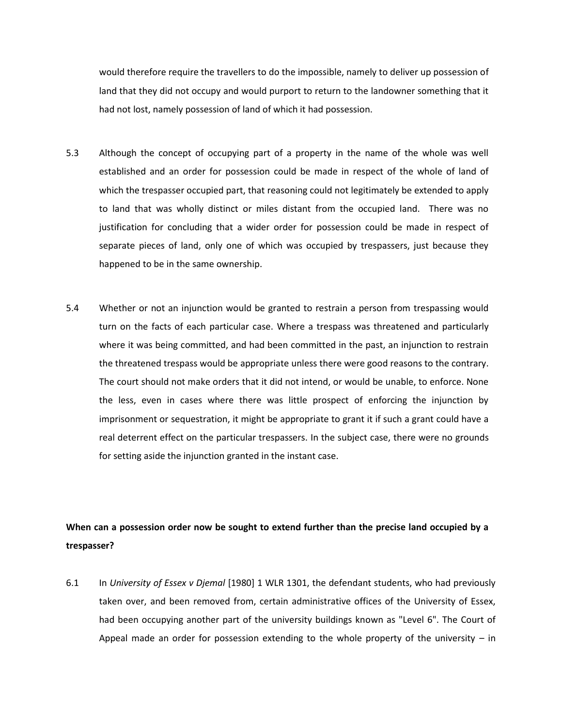would therefore require the travellers to do the impossible, namely to deliver up possession of land that they did not occupy and would purport to return to the landowner something that it had not lost, namely possession of land of which it had possession.

5.3 Although the concept of occupying part of a property in the name of the whole was well established and an order for possession could be made in respect of the whole of land of which the trespasser occupied part, that reasoning could not legitimately be extended to apply to land that was wholly distinct or miles distant from the occupied land. There was no justification for concluding that a wider order for possession could be made in respect of separate pieces of land, only one of which was occupied by trespassers, just because they happened to be in the same ownership.

5.4 Whether or not an injunction would be granted to restrain a person from trespassing would turn on the facts of each particular case. Where a trespass was threatened and particularly where it was being committed, and had been committed in the past, an injunction to restrain the threatened trespass would be appropriate unless there were good reasons to the contrary. The court should not make orders that it did not intend, or would be unable, to enforce. None the less, even in cases where there was little prospect of enforcing the injunction by imprisonment or sequestration, it might be appropriate to grant it if such a grant could have a real deterrent effect on the particular trespassers. In the subject case, there were no grounds for setting aside the injunction granted in the instant case.

**When can a possession order now be sought to extend further than the precise land occupied by a trespasser?**

6.1 In *University of Essex v Djemal* [1980] 1 WLR 1301, the defendant students, who had previously taken over, and been removed from, certain administrative offices of the University of Essex, had been occupying another part of the university buildings known as "Level 6". The Court of Appeal made an order for possession extending to the whole property of the university – in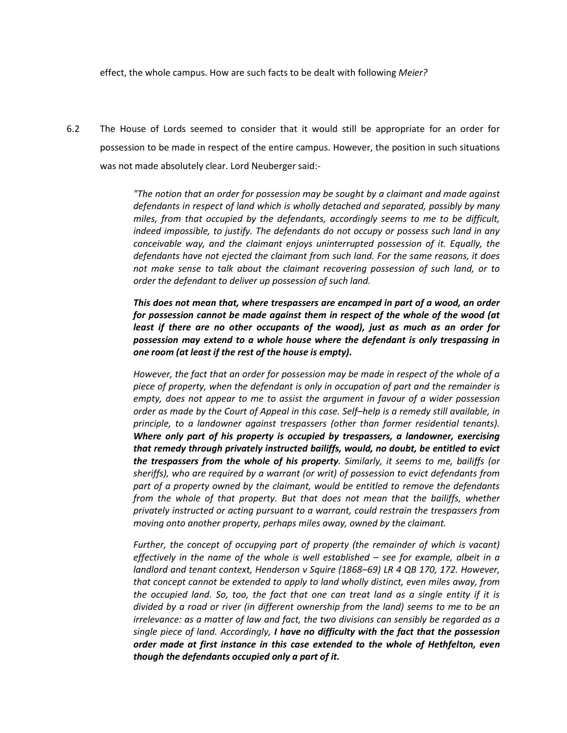effect, the whole campus. How are such facts to be dealt with following *Meier?*

6.2 The House of Lords seemed to consider that it would still be appropriate for an order for possession to be made in respect of the entire campus. However, the position in such situations was not made absolutely clear. Lord Neuberger said:-

> *"The notion that an order for possession may be sought by a claimant and made against defendants in respect of land which is wholly detached and separated, possibly by many miles, from that occupied by the defendants, accordingly seems to me to be difficult, indeed impossible, to justify. The defendants do not occupy or possess such land in any conceivable way, and the claimant enjoys uninterrupted possession of it. Equally, the defendants have not ejected the claimant from such land. For the same reasons, it does not make sense to talk about the claimant recovering possession of such land, or to order the defendant to deliver up possession of such land.*
>
> ***This does not mean that, where trespassers are encamped in part of a wood, an order for possession cannot be made against them in respect of the whole of the wood (at least if there are no other occupants of the wood), just as much as an order for possession may extend to a whole house where the defendant is only trespassing in one room (at least if the rest of the house is empty).***
>
> *However, the fact that an order for possession may be made in respect of the whole of a piece of property, when the defendant is only in occupation of part and the remainder is empty, does not appear to me to assist the argument in favour of a wider possession order as made by the Court of Appeal in this case. Self–help is a remedy still available, in principle, to a landowner against trespassers (other than former residential tenants).* ***Where only part of his property is occupied by trespassers, a landowner, exercising that remedy through privately instructed bailiffs, would, no doubt, be entitled to evict the trespassers from the whole of his property****. Similarly, it seems to me, bailiffs (or sheriffs), who are required by a warrant (or writ) of possession to evict defendants from part of a property owned by the claimant, would be entitled to remove the defendants from the whole of that property. But that does not mean that the bailiffs, whether privately instructed or acting pursuant to a warrant, could restrain the trespassers from moving onto another property, perhaps miles away, owned by the claimant.*
>
> *Further, the concept of occupying part of property (the remainder of which is vacant) effectively in the name of the whole is well established – see for example, albeit in a landlord and tenant context, Henderson v Squire (1868–69) LR 4 QB 170, 172. However, that concept cannot be extended to apply to land wholly distinct, even miles away, from the occupied land. So, too, the fact that one can treat land as a single entity if it is divided by a road or river (in different ownership from the land) seems to me to be an irrelevance: as a matter of law and fact, the two divisions can sensibly be regarded as a single piece of land. Accordingly,* ***I have no difficulty with the fact that the possession order made at first instance in this case extended to the whole of Hethfelton, even though the defendants occupied only a part of it.***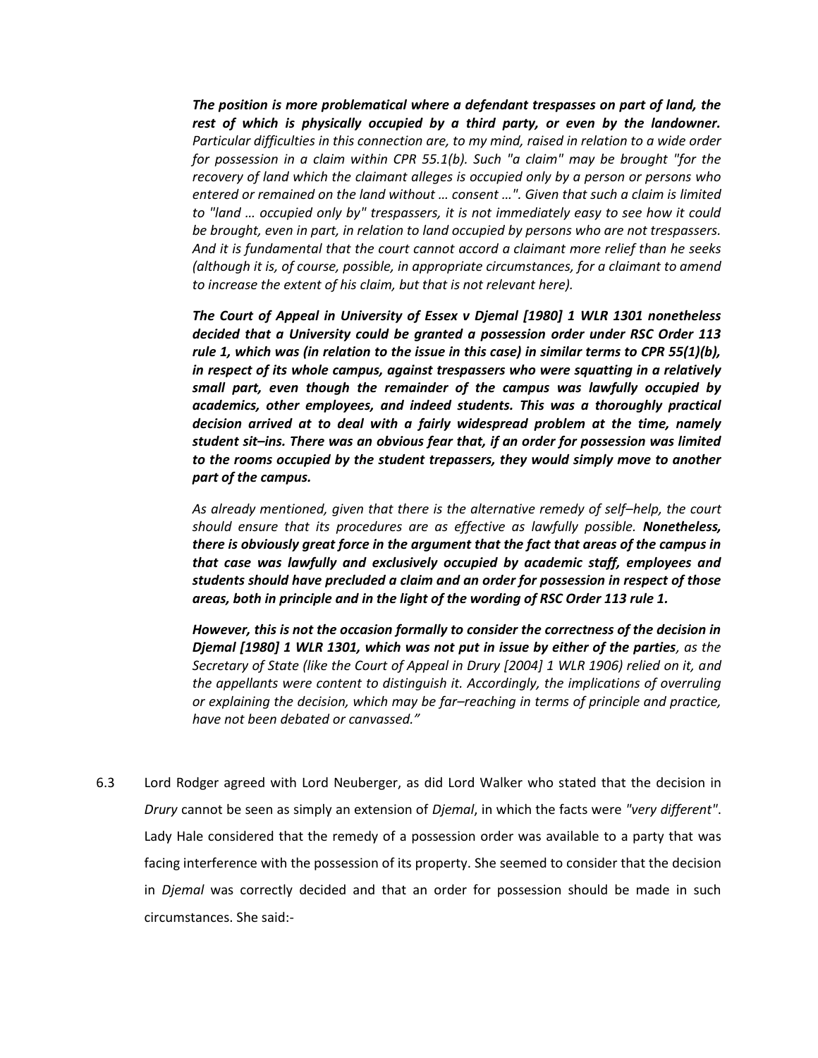*__The position is more problematical where a defendant trespasses on part of land, the rest of which is physically occupied by a third party, or even by the landowner.__ Particular difficulties in this connection are, to my mind, raised in relation to a wide order for possession in a claim within CPR 55.1(b). Such "a claim" may be brought "for the recovery of land which the claimant alleges is occupied only by a person or persons who entered or remained on the land without … consent …". Given that such a claim is limited to "land … occupied only by" trespassers, it is not immediately easy to see how it could be brought, even in part, in relation to land occupied by persons who are not trespassers. And it is fundamental that the court cannot accord a claimant more relief than he seeks (although it is, of course, possible, in appropriate circumstances, for a claimant to amend to increase the extent of his claim, but that is not relevant here).*

***The Court of Appeal in University of Essex v Djemal [1980] 1 WLR 1301 nonetheless decided that a University could be granted a possession order under RSC Order 113 rule 1, which was (in relation to the issue in this case) in similar terms to CPR 55(1)(b), in respect of its whole campus, against trespassers who were squatting in a relatively small part, even though the remainder of the campus was lawfully occupied by academics, other employees, and indeed students. This was a thoroughly practical decision arrived at to deal with a fairly widespread problem at the time, namely student sit–ins. There was an obvious fear that, if an order for possession was limited to the rooms occupied by the student trepassers, they would simply move to another part of the campus.***

*As already mentioned, given that there is the alternative remedy of self–help, the court should ensure that its procedures are as effective as lawfully possible. __Nonetheless, there is obviously great force in the argument that the fact that areas of the campus in that case was lawfully and exclusively occupied by academic staff, employees and students should have precluded a claim and an order for possession in respect of those areas, both in principle and in the light of the wording of RSC Order 113 rule 1.__*

*__However, this is not the occasion formally to consider the correctness of the decision in Djemal [1980] 1 WLR 1301, which was not put in issue by either of the parties__, as the Secretary of State (like the Court of Appeal in Drury [2004] 1 WLR 1906) relied on it, and the appellants were content to distinguish it. Accordingly, the implications of overruling or explaining the decision, which may be far–reaching in terms of principle and practice, have not been debated or canvassed."*

6.3 Lord Rodger agreed with Lord Neuberger, as did Lord Walker who stated that the decision in *Drury* cannot be seen as simply an extension of *Djemal*, in which the facts were *"very different"*. Lady Hale considered that the remedy of a possession order was available to a party that was facing interference with the possession of its property. She seemed to consider that the decision in *Djemal* was correctly decided and that an order for possession should be made in such circumstances. She said:-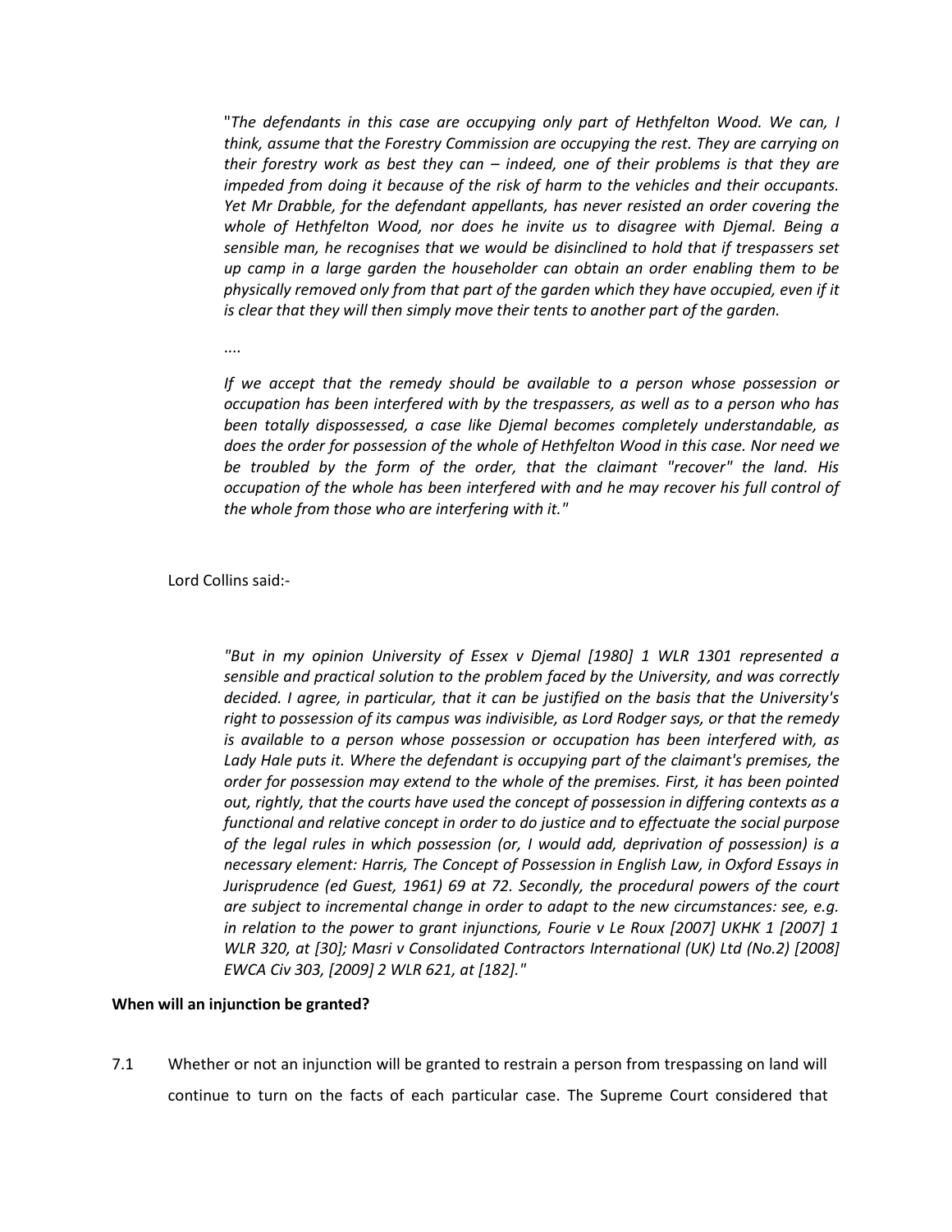> "*The defendants in this case are occupying only part of Hethfelton Wood. We can, I think, assume that the Forestry Commission are occupying the rest. They are carrying on their forestry work as best they can – indeed, one of their problems is that they are impeded from doing it because of the risk of harm to the vehicles and their occupants. Yet Mr Drabble, for the defendant appellants, has never resisted an order covering the whole of Hethfelton Wood, nor does he invite us to disagree with Djemal. Being a sensible man, he recognises that we would be disinclined to hold that if trespassers set up camp in a large garden the householder can obtain an order enabling them to be physically removed only from that part of the garden which they have occupied, even if it is clear that they will then simply move their tents to another part of the garden.*
>
> ....
>
> *If we accept that the remedy should be available to a person whose possession or occupation has been interfered with by the trespassers, as well as to a person who has been totally dispossessed, a case like Djemal becomes completely understandable, as does the order for possession of the whole of Hethfelton Wood in this case. Nor need we be troubled by the form of the order, that the claimant "recover" the land. His occupation of the whole has been interfered with and he may recover his full control of the whole from those who are interfering with it.*"

Lord Collins said:-

> *"But in my opinion University of Essex v Djemal [1980] 1 WLR 1301 represented a sensible and practical solution to the problem faced by the University, and was correctly decided. I agree, in particular, that it can be justified on the basis that the University's right to possession of its campus was indivisible, as Lord Rodger says, or that the remedy is available to a person whose possession or occupation has been interfered with, as Lady Hale puts it. Where the defendant is occupying part of the claimant's premises, the order for possession may extend to the whole of the premises. First, it has been pointed out, rightly, that the courts have used the concept of possession in differing contexts as a functional and relative concept in order to do justice and to effectuate the social purpose of the legal rules in which possession (or, I would add, deprivation of possession) is a necessary element: Harris, The Concept of Possession in English Law, in Oxford Essays in Jurisprudence (ed Guest, 1961) 69 at 72. Secondly, the procedural powers of the court are subject to incremental change in order to adapt to the new circumstances: see, e.g. in relation to the power to grant injunctions, Fourie v Le Roux [2007] UKHK 1 [2007] 1 WLR 320, at [30]; Masri v Consolidated Contractors International (UK) Ltd (No.2) [2008] EWCA Civ 303, [2009] 2 WLR 621, at [182]."*

**When will an injunction be granted?**

7.1 Whether or not an injunction will be granted to restrain a person from trespassing on land will continue to turn on the facts of each particular case. The Supreme Court considered that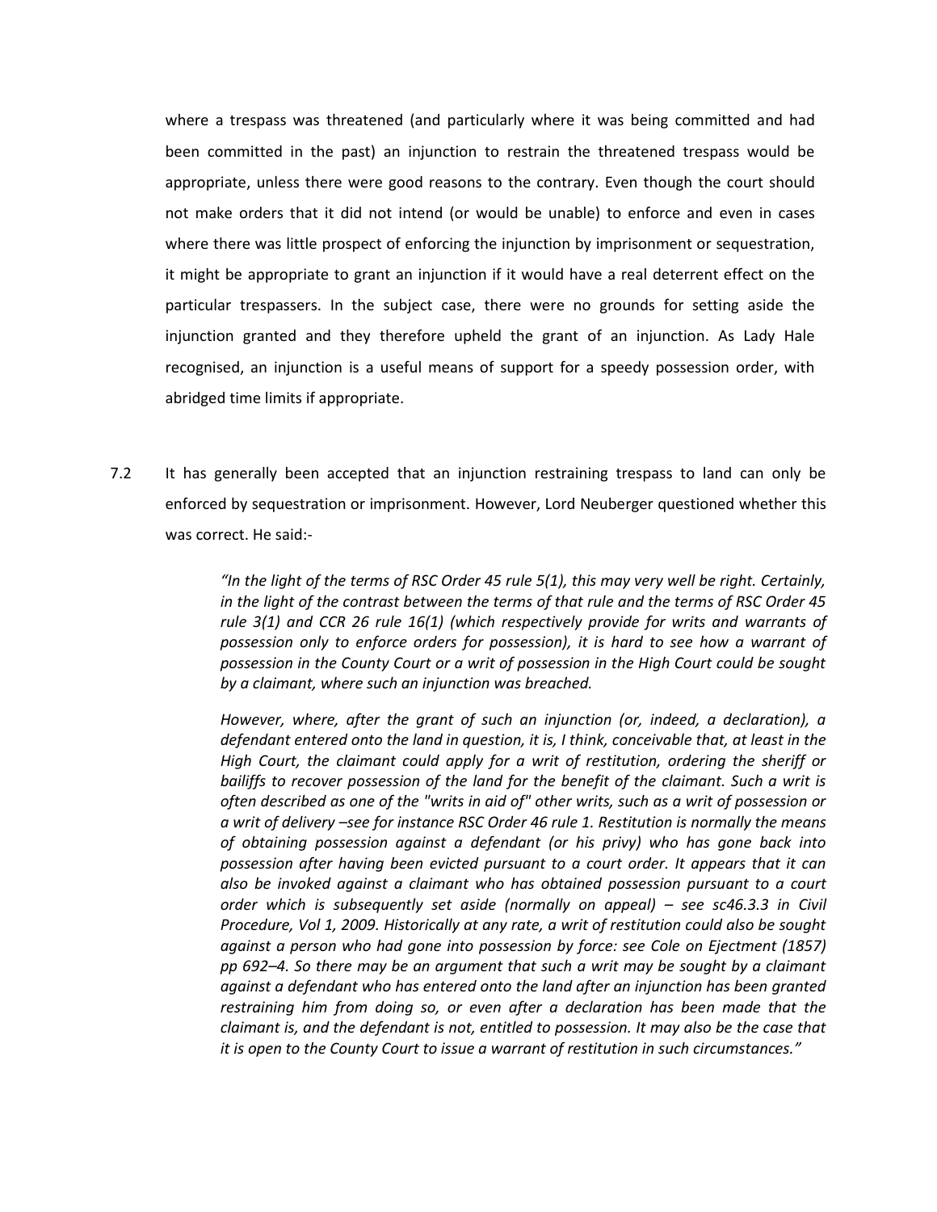where a trespass was threatened (and particularly where it was being committed and had been committed in the past) an injunction to restrain the threatened trespass would be appropriate, unless there were good reasons to the contrary. Even though the court should not make orders that it did not intend (or would be unable) to enforce and even in cases where there was little prospect of enforcing the injunction by imprisonment or sequestration, it might be appropriate to grant an injunction if it would have a real deterrent effect on the particular trespassers. In the subject case, there were no grounds for setting aside the injunction granted and they therefore upheld the grant of an injunction. As Lady Hale recognised, an injunction is a useful means of support for a speedy possession order, with abridged time limits if appropriate.

7.2 It has generally been accepted that an injunction restraining trespass to land can only be enforced by sequestration or imprisonment. However, Lord Neuberger questioned whether this was correct. He said:-

> *"In the light of the terms of RSC Order 45 rule 5(1), this may very well be right. Certainly, in the light of the contrast between the terms of that rule and the terms of RSC Order 45 rule 3(1) and CCR 26 rule 16(1) (which respectively provide for writs and warrants of possession only to enforce orders for possession), it is hard to see how a warrant of possession in the County Court or a writ of possession in the High Court could be sought by a claimant, where such an injunction was breached.*
>
> *However, where, after the grant of such an injunction (or, indeed, a declaration), a defendant entered onto the land in question, it is, I think, conceivable that, at least in the High Court, the claimant could apply for a writ of restitution, ordering the sheriff or bailiffs to recover possession of the land for the benefit of the claimant. Such a writ is often described as one of the "writs in aid of" other writs, such as a writ of possession or a writ of delivery –see for instance RSC Order 46 rule 1. Restitution is normally the means of obtaining possession against a defendant (or his privy) who has gone back into possession after having been evicted pursuant to a court order. It appears that it can also be invoked against a claimant who has obtained possession pursuant to a court order which is subsequently set aside (normally on appeal) – see sc46.3.3 in Civil Procedure, Vol 1, 2009. Historically at any rate, a writ of restitution could also be sought against a person who had gone into possession by force: see Cole on Ejectment (1857) pp 692–4. So there may be an argument that such a writ may be sought by a claimant against a defendant who has entered onto the land after an injunction has been granted restraining him from doing so, or even after a declaration has been made that the claimant is, and the defendant is not, entitled to possession. It may also be the case that it is open to the County Court to issue a warrant of restitution in such circumstances."*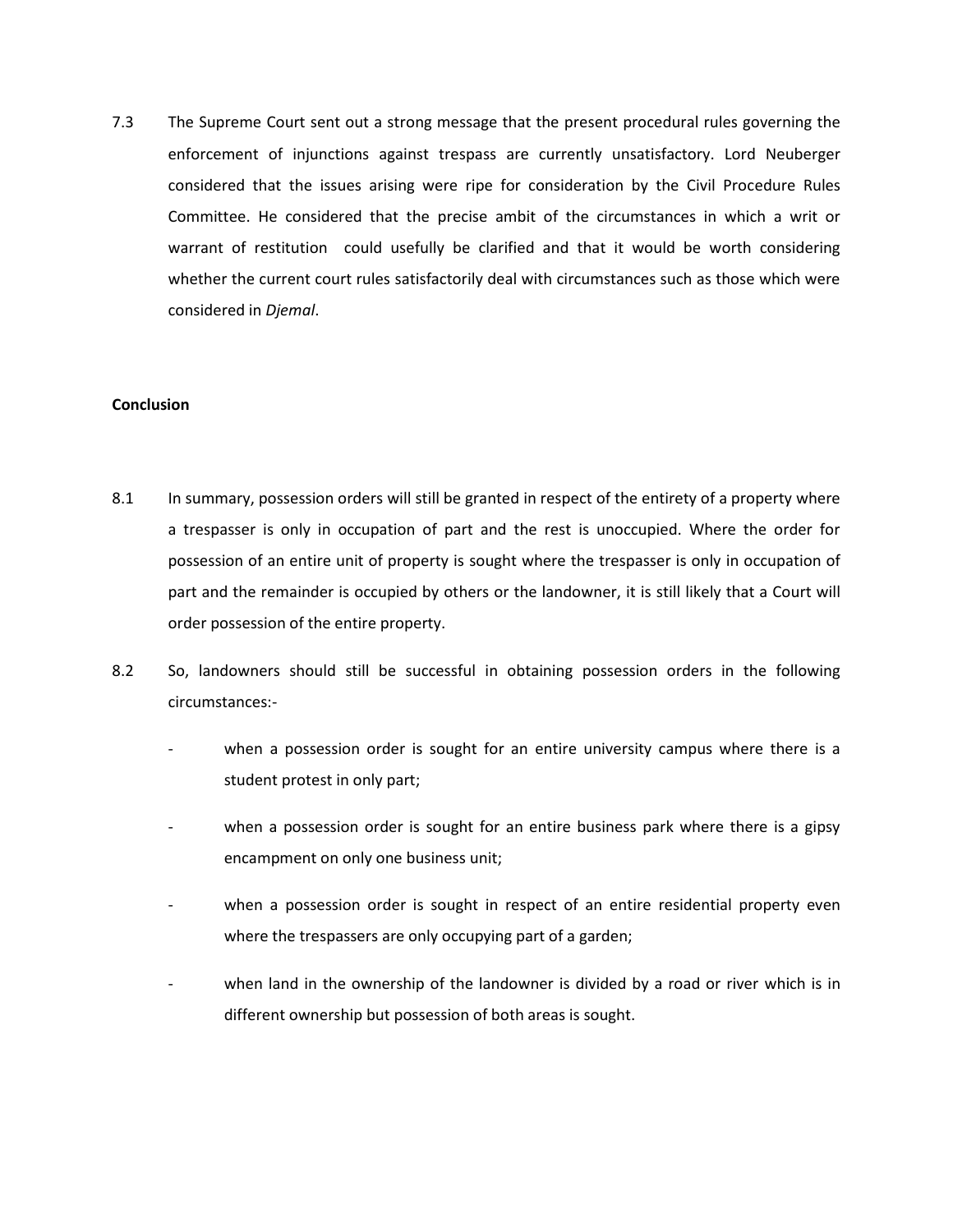7.3 The Supreme Court sent out a strong message that the present procedural rules governing the enforcement of injunctions against trespass are currently unsatisfactory. Lord Neuberger considered that the issues arising were ripe for consideration by the Civil Procedure Rules Committee. He considered that the precise ambit of the circumstances in which a writ or warrant of restitution could usefully be clarified and that it would be worth considering whether the current court rules satisfactorily deal with circumstances such as those which were considered in *Djemal*.

**Conclusion**

8.1 In summary, possession orders will still be granted in respect of the entirety of a property where a trespasser is only in occupation of part and the rest is unoccupied. Where the order for possession of an entire unit of property is sought where the trespasser is only in occupation of part and the remainder is occupied by others or the landowner, it is still likely that a Court will order possession of the entire property.

8.2 So, landowners should still be successful in obtaining possession orders in the following circumstances:-

- when a possession order is sought for an entire university campus where there is a student protest in only part;
- when a possession order is sought for an entire business park where there is a gipsy encampment on only one business unit;
- when a possession order is sought in respect of an entire residential property even where the trespassers are only occupying part of a garden;
- when land in the ownership of the landowner is divided by a road or river which is in different ownership but possession of both areas is sought.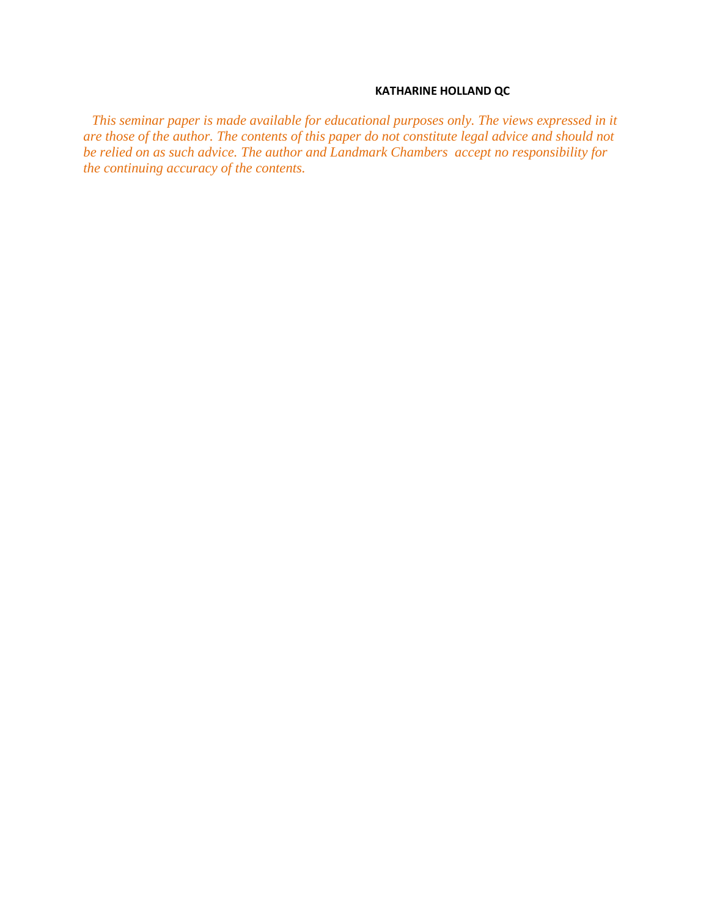**KATHARINE HOLLAND QC**

*This seminar paper is made available for educational purposes only. The views expressed in it are those of the author. The contents of this paper do not constitute legal advice and should not be relied on as such advice. The author and Landmark Chambers accept no responsibility for the continuing accuracy of the contents.*